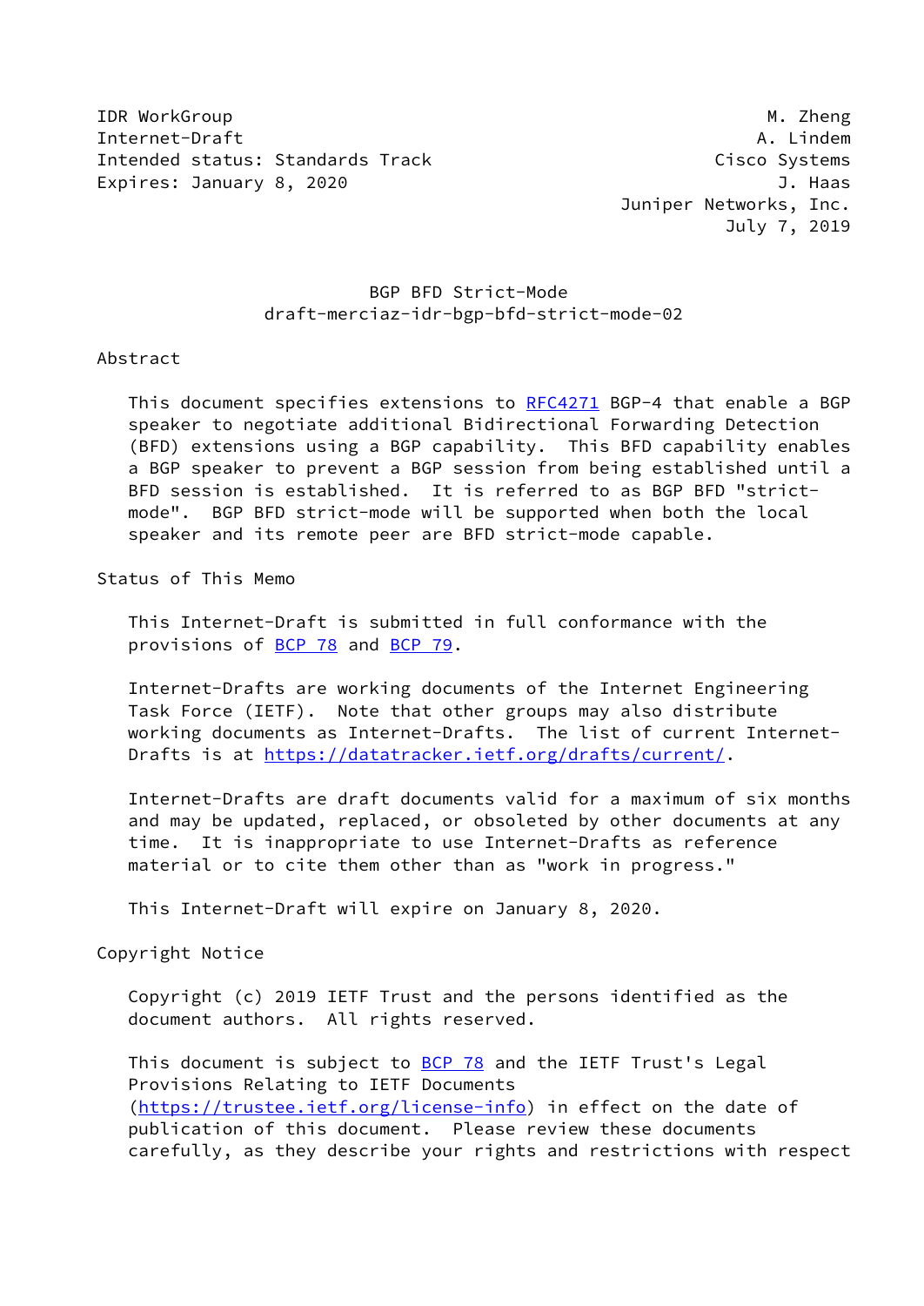IDR WorkGroup M. Zheng
Internet-Draft A. Lindem
Intended status: Standards Track Cisco Systems
Expires: January 8, 2020 J. Haas
Juniper Networks, Inc.
July 7, 2019

# BGP BFD Strict-Mode
draft-merciaz-idr-bgp-bfd-strict-mode-02

## Abstract

This document specifies extensions to RFC4271 BGP-4 that enable a BGP speaker to negotiate additional Bidirectional Forwarding Detection (BFD) extensions using a BGP capability. This BFD capability enables a BGP speaker to prevent a BGP session from being established until a BFD session is established. It is referred to as BGP BFD "strict-mode". BGP BFD strict-mode will be supported when both the local speaker and its remote peer are BFD strict-mode capable.

## Status of This Memo

This Internet-Draft is submitted in full conformance with the provisions of BCP 78 and BCP 79.

Internet-Drafts are working documents of the Internet Engineering Task Force (IETF). Note that other groups may also distribute working documents as Internet-Drafts. The list of current Internet-Drafts is at https://datatracker.ietf.org/drafts/current/.

Internet-Drafts are draft documents valid for a maximum of six months and may be updated, replaced, or obsoleted by other documents at any time. It is inappropriate to use Internet-Drafts as reference material or to cite them other than as "work in progress."

This Internet-Draft will expire on January 8, 2020.

## Copyright Notice

Copyright (c) 2019 IETF Trust and the persons identified as the document authors. All rights reserved.

This document is subject to BCP 78 and the IETF Trust's Legal Provisions Relating to IETF Documents (https://trustee.ietf.org/license-info) in effect on the date of publication of this document. Please review these documents carefully, as they describe your rights and restrictions with respect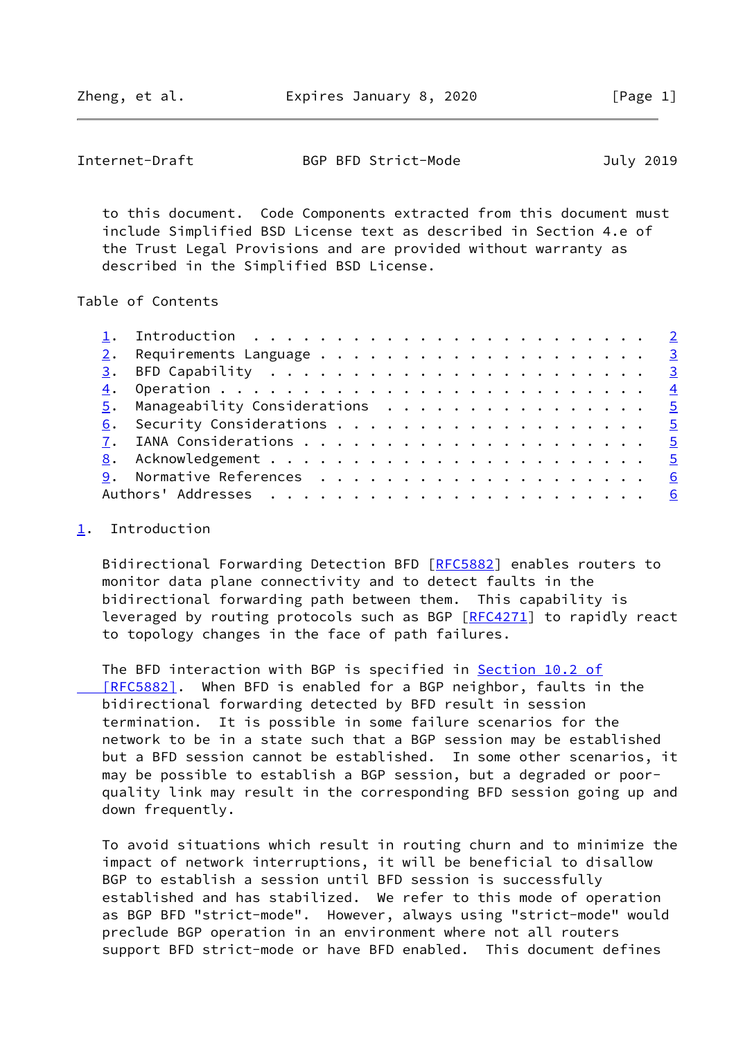to this document. Code Components extracted from this document must include Simplified BSD License text as described in Section 4.e of the Trust Legal Provisions and are provided without warranty as described in the Simplified BSD License.

Table of Contents

1. Introduction . . . . . . . . . . . . . . . . . . . . . . . . 2
2. Requirements Language . . . . . . . . . . . . . . . . . . . . 3
3. BFD Capability . . . . . . . . . . . . . . . . . . . . . . . 3
4. Operation . . . . . . . . . . . . . . . . . . . . . . . . . . 4
5. Manageability Considerations . . . . . . . . . . . . . . . . 5
6. Security Considerations . . . . . . . . . . . . . . . . . . . 5
7. IANA Considerations . . . . . . . . . . . . . . . . . . . . . 5
8. Acknowledgement . . . . . . . . . . . . . . . . . . . . . . . 5
9. Normative References . . . . . . . . . . . . . . . . . . . . 6
Authors' Addresses . . . . . . . . . . . . . . . . . . . . . . . 6

## 1. Introduction

Bidirectional Forwarding Detection BFD [RFC5882] enables routers to monitor data plane connectivity and to detect faults in the bidirectional forwarding path between them. This capability is leveraged by routing protocols such as BGP [RFC4271] to rapidly react to topology changes in the face of path failures.

The BFD interaction with BGP is specified in Section 10.2 of [RFC5882]. When BFD is enabled for a BGP neighbor, faults in the bidirectional forwarding detected by BFD result in session termination. It is possible in some failure scenarios for the network to be in a state such that a BGP session may be established but a BFD session cannot be established. In some other scenarios, it may be possible to establish a BGP session, but a degraded or poor-quality link may result in the corresponding BFD session going up and down frequently.

To avoid situations which result in routing churn and to minimize the impact of network interruptions, it will be beneficial to disallow BGP to establish a session until BFD session is successfully established and has stabilized. We refer to this mode of operation as BGP BFD "strict-mode". However, always using "strict-mode" would preclude BGP operation in an environment where not all routers support BFD strict-mode or have BFD enabled. This document defines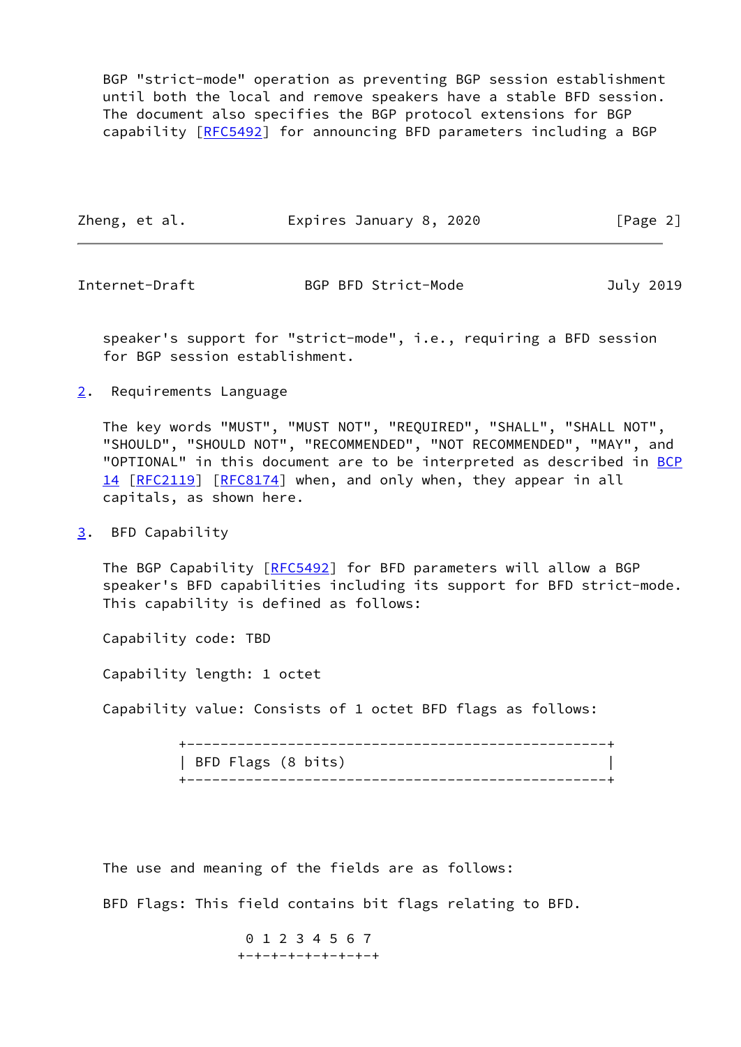BGP "strict-mode" operation as preventing BGP session establishment until both the local and remove speakers have a stable BFD session. The document also specifies the BGP protocol extensions for BGP capability [RFC5492] for announcing BFD parameters including a BGP speaker's support for "strict-mode", i.e., requiring a BFD session for BGP session establishment.

## 2. Requirements Language

The key words "MUST", "MUST NOT", "REQUIRED", "SHALL", "SHALL NOT", "SHOULD", "SHOULD NOT", "RECOMMENDED", "NOT RECOMMENDED", "MAY", and "OPTIONAL" in this document are to be interpreted as described in BCP 14 [RFC2119] [RFC8174] when, and only when, they appear in all capitals, as shown here.

## 3. BFD Capability

The BGP Capability [RFC5492] for BFD parameters will allow a BGP speaker's BFD capabilities including its support for BFD strict-mode. This capability is defined as follows:

Capability code: TBD

Capability length: 1 octet

Capability value: Consists of 1 octet BFD flags as follows:

```
+--------------------------------------------------+
| BFD Flags (8 bits)                               |
+--------------------------------------------------+
```

The use and meaning of the fields are as follows:

BFD Flags: This field contains bit flags relating to BFD.

```
 0 1 2 3 4 5 6 7
+-+-+-+-+-+-+-+-+
```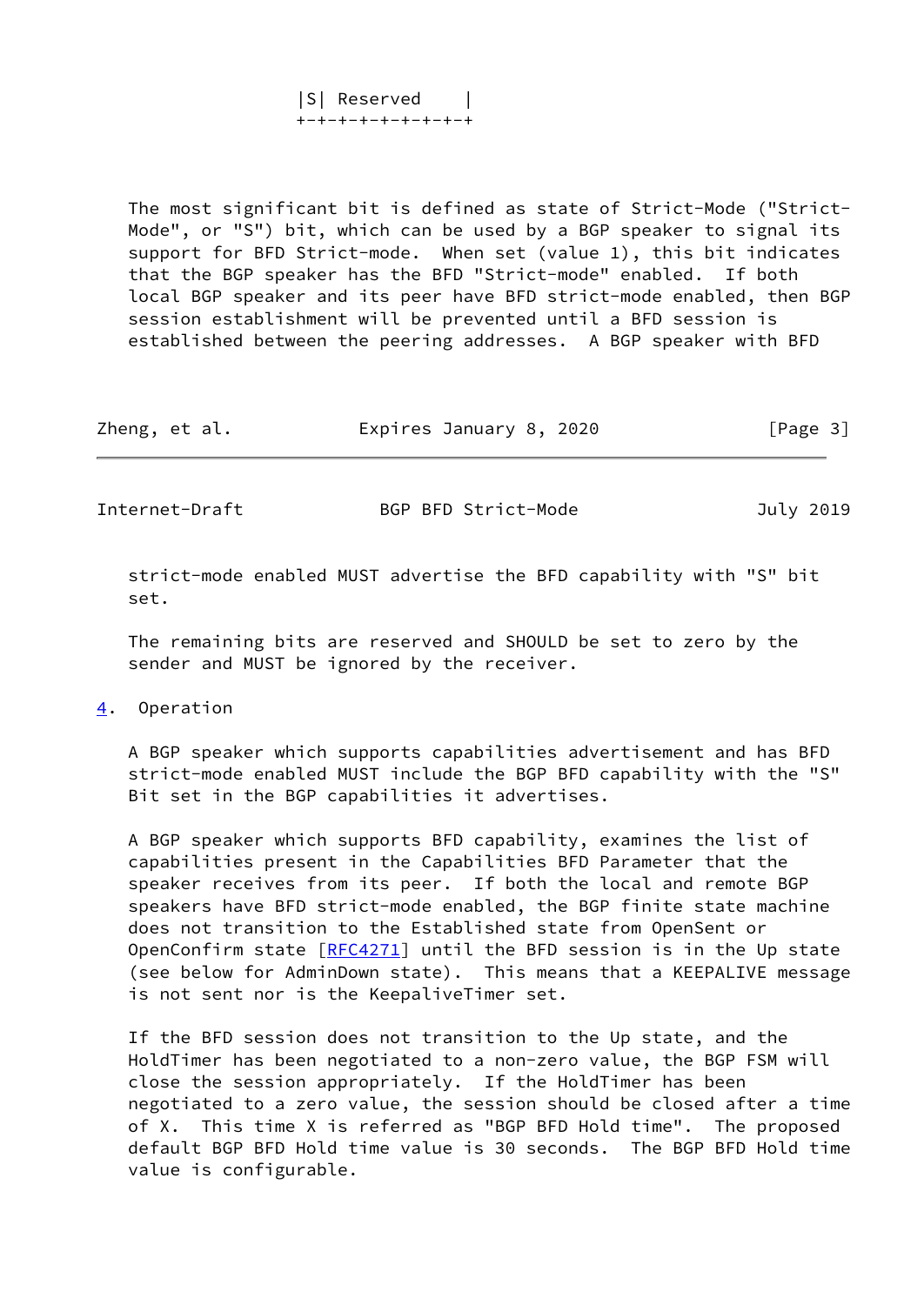```
 |S| Reserved    |
 +-+-+-+-+-+-+-+-+
```

The most significant bit is defined as state of Strict-Mode ("Strict-Mode", or "S") bit, which can be used by a BGP speaker to signal its support for BFD Strict-mode. When set (value 1), this bit indicates that the BGP speaker has the BFD "Strict-mode" enabled. If both local BGP speaker and its peer have BFD strict-mode enabled, then BGP session establishment will be prevented until a BFD session is established between the peering addresses. A BGP speaker with BFD strict-mode enabled MUST advertise the BFD capability with "S" bit set.

The remaining bits are reserved and SHOULD be set to zero by the sender and MUST be ignored by the receiver.

## 4. Operation

A BGP speaker which supports capabilities advertisement and has BFD strict-mode enabled MUST include the BGP BFD capability with the "S" Bit set in the BGP capabilities it advertises.

A BGP speaker which supports BFD capability, examines the list of capabilities present in the Capabilities BFD Parameter that the speaker receives from its peer. If both the local and remote BGP speakers have BFD strict-mode enabled, the BGP finite state machine does not transition to the Established state from OpenSent or OpenConfirm state [RFC4271] until the BFD session is in the Up state (see below for AdminDown state). This means that a KEEPALIVE message is not sent nor is the KeepaliveTimer set.

If the BFD session does not transition to the Up state, and the HoldTimer has been negotiated to a non-zero value, the BGP FSM will close the session appropriately. If the HoldTimer has been negotiated to a zero value, the session should be closed after a time of X. This time X is referred as "BGP BFD Hold time". The proposed default BGP BFD Hold time value is 30 seconds. The BGP BFD Hold time value is configurable.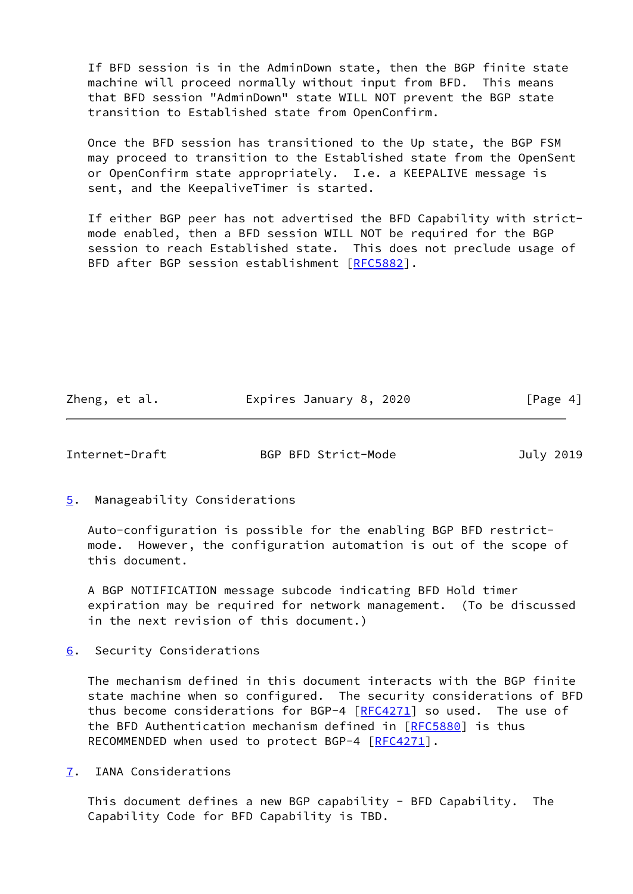If BFD session is in the AdminDown state, then the BGP finite state machine will proceed normally without input from BFD. This means that BFD session "AdminDown" state WILL NOT prevent the BGP state transition to Established state from OpenConfirm.

Once the BFD session has transitioned to the Up state, the BGP FSM may proceed to transition to the Established state from the OpenSent or OpenConfirm state appropriately. I.e. a KEEPALIVE message is sent, and the KeepaliveTimer is started.

If either BGP peer has not advertised the BFD Capability with strict-mode enabled, then a BFD session WILL NOT be required for the BGP session to reach Established state. This does not preclude usage of BFD after BGP session establishment [RFC5882].

## 5. Manageability Considerations

Auto-configuration is possible for the enabling BGP BFD restrict-mode. However, the configuration automation is out of the scope of this document.

A BGP NOTIFICATION message subcode indicating BFD Hold timer expiration may be required for network management. (To be discussed in the next revision of this document.)

## 6. Security Considerations

The mechanism defined in this document interacts with the BGP finite state machine when so configured. The security considerations of BFD thus become considerations for BGP-4 [RFC4271] so used. The use of the BFD Authentication mechanism defined in [RFC5880] is thus RECOMMENDED when used to protect BGP-4 [RFC4271].

## 7. IANA Considerations

This document defines a new BGP capability - BFD Capability. The Capability Code for BFD Capability is TBD.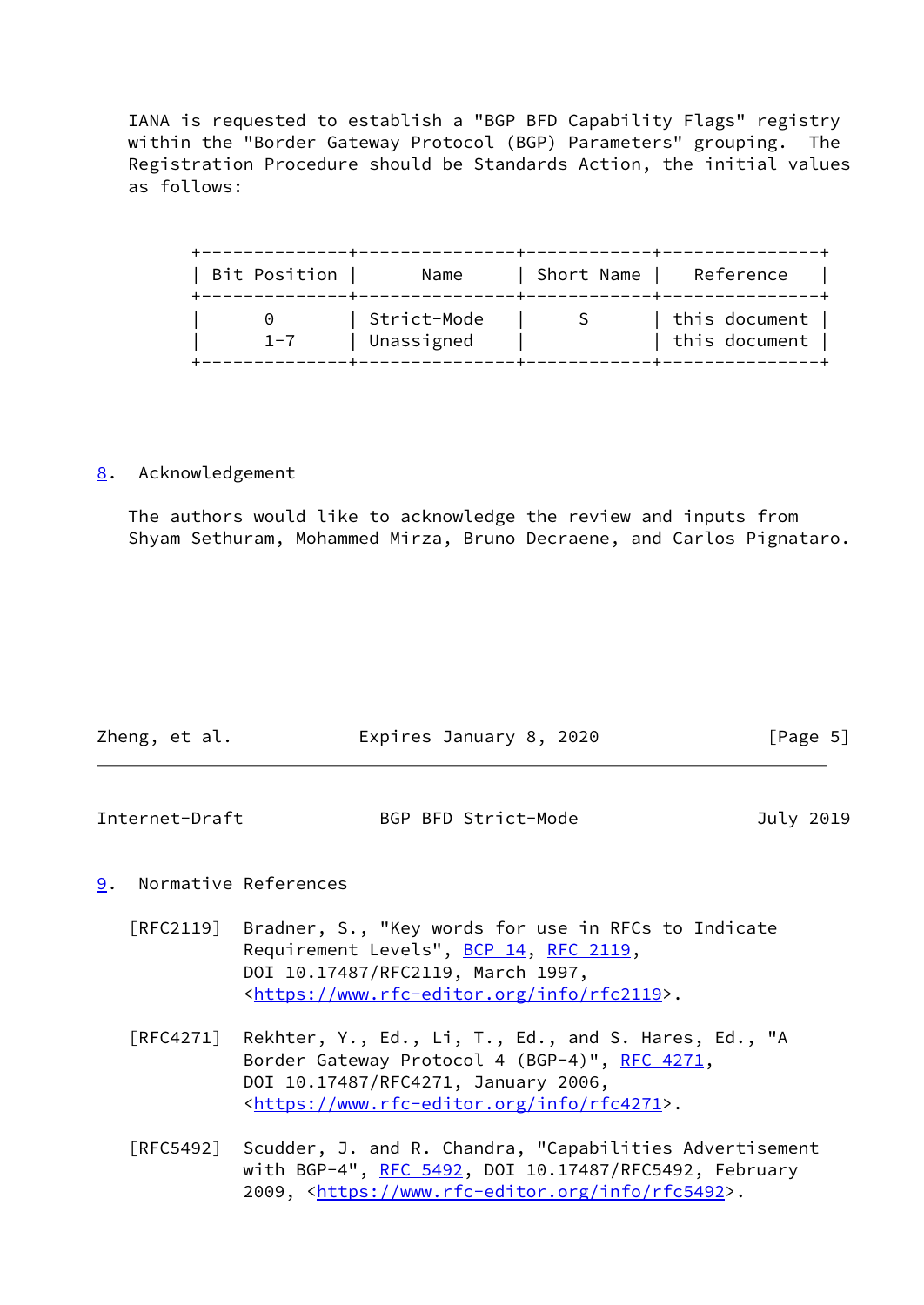IANA is requested to establish a "BGP BFD Capability Flags" registry within the "Border Gateway Protocol (BGP) Parameters" grouping. The Registration Procedure should be Standards Action, the initial values as follows:

| Bit Position | Name | Short Name | Reference |
| --- | --- | --- | --- |
| 0 | Strict-Mode | S | this document |
| 1-7 | Unassigned | | this document |

## 8. Acknowledgement

The authors would like to acknowledge the review and inputs from Shyam Sethuram, Mohammed Mirza, Bruno Decraene, and Carlos Pignataro.

## 9. Normative References

[RFC2119] Bradner, S., "Key words for use in RFCs to Indicate Requirement Levels", BCP 14, RFC 2119, DOI 10.17487/RFC2119, March 1997, <https://www.rfc-editor.org/info/rfc2119>.

[RFC4271] Rekhter, Y., Ed., Li, T., Ed., and S. Hares, Ed., "A Border Gateway Protocol 4 (BGP-4)", RFC 4271, DOI 10.17487/RFC4271, January 2006, <https://www.rfc-editor.org/info/rfc4271>.

[RFC5492] Scudder, J. and R. Chandra, "Capabilities Advertisement with BGP-4", RFC 5492, DOI 10.17487/RFC5492, February 2009, <https://www.rfc-editor.org/info/rfc5492>.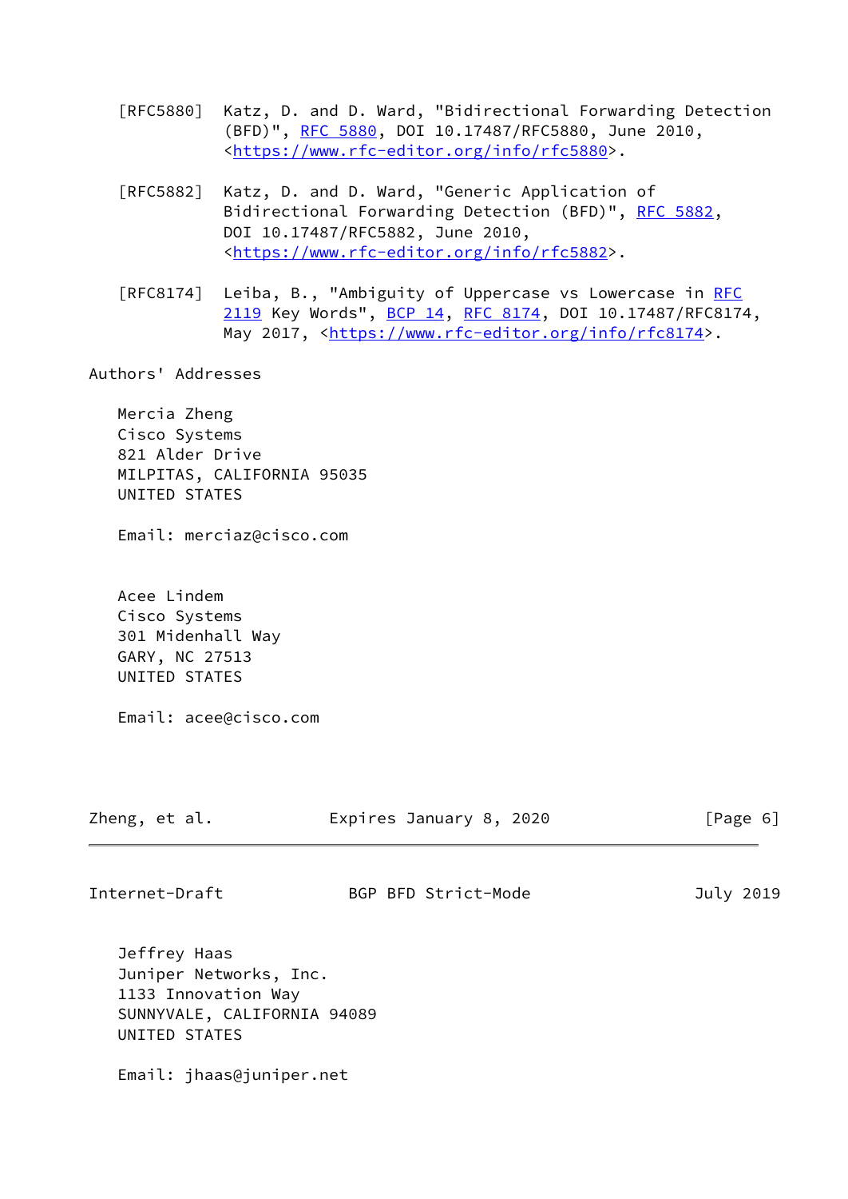[RFC5880] Katz, D. and D. Ward, "Bidirectional Forwarding Detection (BFD)", RFC 5880, DOI 10.17487/RFC5880, June 2010, <https://www.rfc-editor.org/info/rfc5880>.

[RFC5882] Katz, D. and D. Ward, "Generic Application of Bidirectional Forwarding Detection (BFD)", RFC 5882, DOI 10.17487/RFC5882, June 2010, <https://www.rfc-editor.org/info/rfc5882>.

[RFC8174] Leiba, B., "Ambiguity of Uppercase vs Lowercase in RFC 2119 Key Words", BCP 14, RFC 8174, DOI 10.17487/RFC8174, May 2017, <https://www.rfc-editor.org/info/rfc8174>.

## Authors' Addresses

Mercia Zheng
Cisco Systems
821 Alder Drive
MILPITAS, CALIFORNIA 95035
UNITED STATES

Email: merciaz@cisco.com

Acee Lindem
Cisco Systems
301 Midenhall Way
GARY, NC 27513
UNITED STATES

Email: acee@cisco.com

Jeffrey Haas
Juniper Networks, Inc.
1133 Innovation Way
SUNNYVALE, CALIFORNIA 94089
UNITED STATES

Email: jhaas@juniper.net